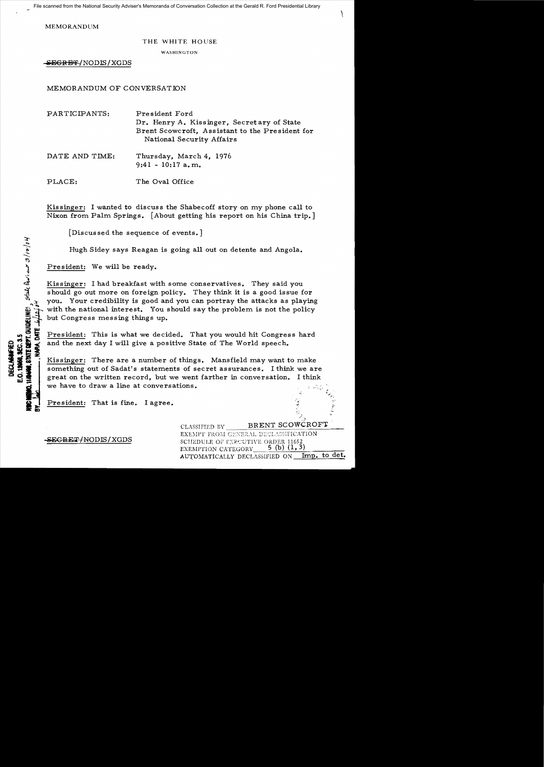MEMORANDUM

THE WHITE HOUSE

WASHINGTON

~~SECRET~~/NODIS/XGDS

MEMORANDUM OF CONVERSATION

PARTICIPANTS: President Ford
Dr. Henry A. Kissinger, Secretary of State
Brent Scowcroft, Assistant to the President for National Security Affairs

DATE AND TIME: Thursday, March 4, 1976
9:41 - 10:17 a.m.

PLACE: The Oval Office

Kissinger: I wanted to discuss the Shabecoff story on my phone call to Nixon from Palm Springs. [About getting his report on his China trip.]

[Discussed the sequence of events.]

Hugh Sidey says Reagan is going all out on detente and Angola.

President: We will be ready.

Kissinger: I had breakfast with some conservatives. They said you should go out more on foreign policy. They think it is a good issue for you. Your credibility is good and you can portray the attacks as playing with the national interest. You should say the problem is not the policy but Congress messing things up.

President: This is what we decided. That you would hit Congress hard and the next day I will give a positive State of The World speech.

Kissinger: There are a number of things. Mansfield may want to make something out of Sadat's statements of secret assurances. I think we are great on the written record, but we went farther in conversation. I think we have to draw a line at conversations.

President: That is fine. I agree.

~~SECRET~~/NODIS/XGDS

CLASSIFIED BY BRENT SCOWCROFT
EXEMPT FROM GENERAL DECLASSIFICATION SCHEDULE OF EXECUTIVE ORDER 11652
EXEMPTION CATEGORY 5 (b) (1, 3)
AUTOMATICALLY DECLASSIFIED ON Imp. to det.

DECLASSIFIED
E.O. 12958, SEC. 3.5
NSC MEMO, 11/24/98, STATE DEPT. GUIDELINES, State Review 3/10/04
BY ___, NARA, DATE 6/4/04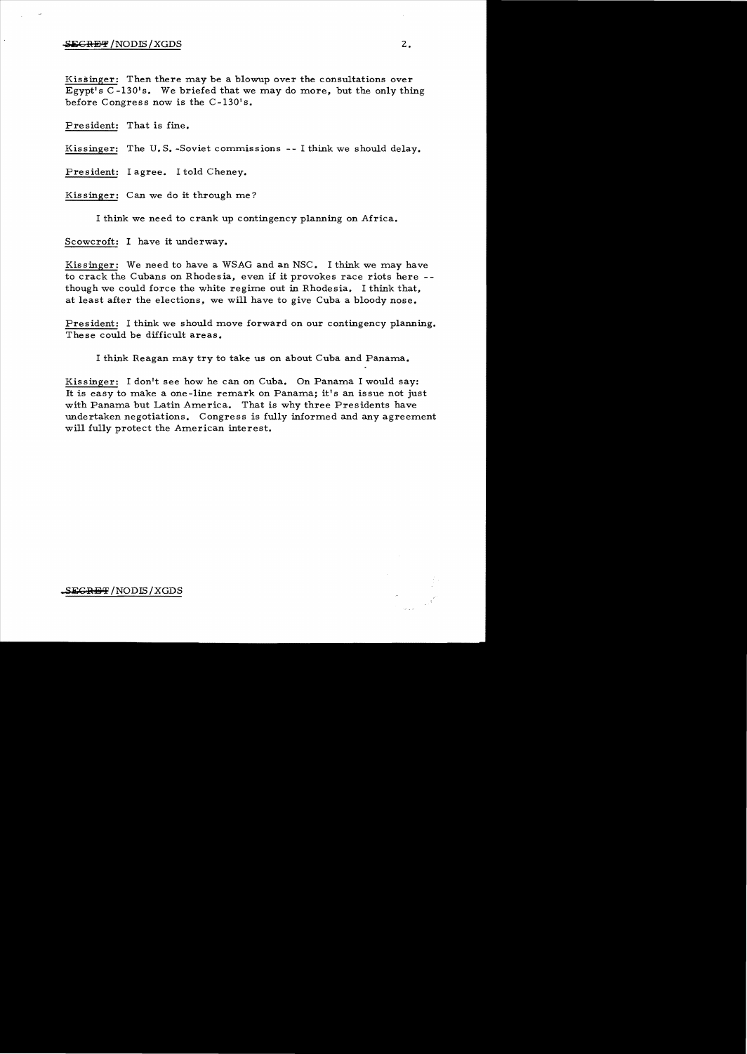Kissinger: Then there may be a blowup over the consultations over Egypt's C-130's. We briefed that we may do more, but the only thing before Congress now is the C-130's.

President: That is fine.

Kissinger: The U.S.-Soviet commissions -- I think we should delay.

President: I agree. I told Cheney.

Kissinger: Can we do it through me?

I think we need to crank up contingency planning on Africa.

Scowcroft: I have it underway.

Kissinger: We need to have a WSAG and an NSC. I think we may have to crack the Cubans on Rhodesia, even if it provokes race riots here -- though we could force the white regime out in Rhodesia. I think that, at least after the elections, we will have to give Cuba a bloody nose.

President: I think we should move forward on our contingency planning. These could be difficult areas.

I think Reagan may try to take us on about Cuba and Panama.

Kissinger: I don't see how he can on Cuba. On Panama I would say: It is easy to make a one-line remark on Panama; it's an issue not just with Panama but Latin America. That is why three Presidents have undertaken negotiations. Congress is fully informed and any agreement will fully protect the American interest.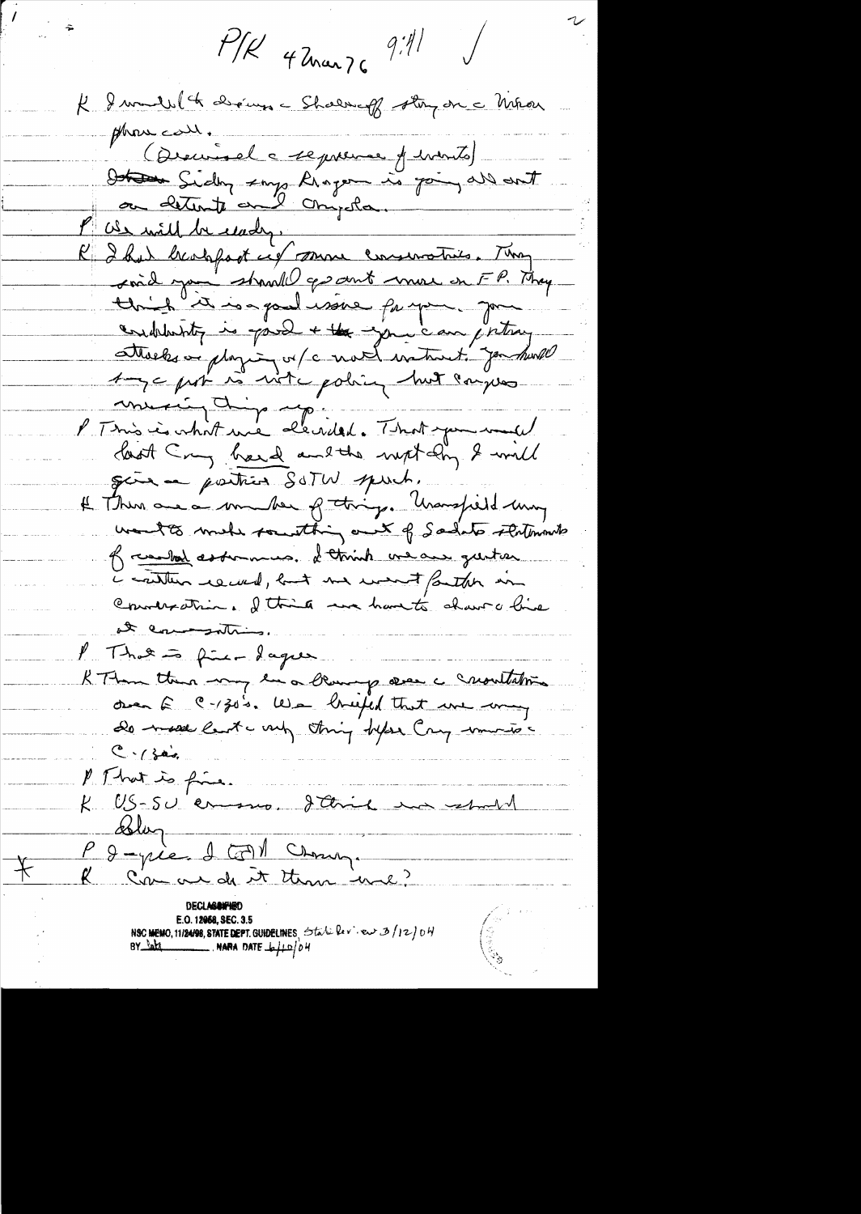P/K 4 Mar 76 9:41

K I wanted to discuss the Shalnev story on the Nixon phone call.

(Discussed the sequence of events)

Sidey says Kraft is going all out on detente and Angola.

P We will be ready.

K I had breakfast with some conservatives. They said you should go out more on F.P. They think it is a good issue for you. Your credibility is good & that you can portray attacks as playing w/ the national interest. You should try the point is not the policy but someone messing things up.

P This is what we decided. That you would last Cong hard and the next day I will give a partisan SOTW speech.

K There are a number of things. Mansfield may want to make something out of Sadat's statements of verbal assurances. I think we are greater on the written record, but we went further in conversation. I think we have to draw the line at conversations.

P That is fine — I agree

K Then there may be a blowup over the consultation over the C-130's. We briefed that we may do more but the only thing before Cong was the C-130's.

P That is fine.

K US-SU Ensuing. I think we should delay

P I agree. I told Conny.

K Can we do it this week?

DECLASSIFIED
E.O. 12958, SEC. 3.5
NSC MEMO, 11/24/98, STATE DEPT. GUIDELINES State Rev. ew 3/12/04
BY NARA DATE 6/10/04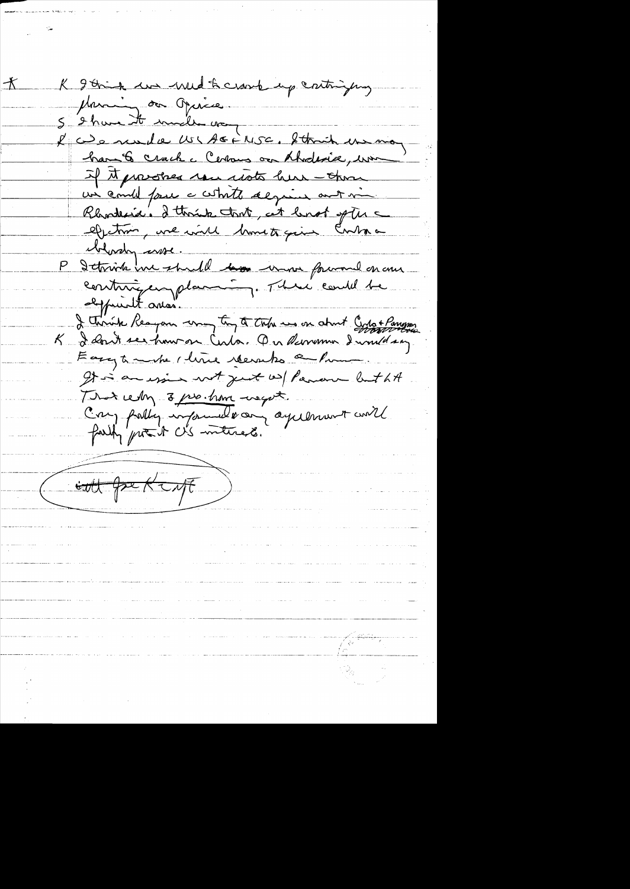\* K I think we need to crank up contingency planning on Cyprus.

S I have it under way.

K We need a WSAG + NSC. I think we may have to crack a Cabinet on Rhodesia, even if it provokes race riots here – then we could force a white regime out in Rhodesia. I think that, at least after the election, we will have to give Smith a bloody nose.

P I think we should move forward on our contingency planning. These could be difficult ones.

I think Reagan may try to take us on about Cuba + Panama.

K I don't see how on Cuba. On Panama I would say Easy to make cheap remarks on Panama. It is an issue not just w/ Panama but LA. That is why 3 pres. have negot. Any fully informed & any agreement will fully protect US interests.

~~with Joe Kraft~~